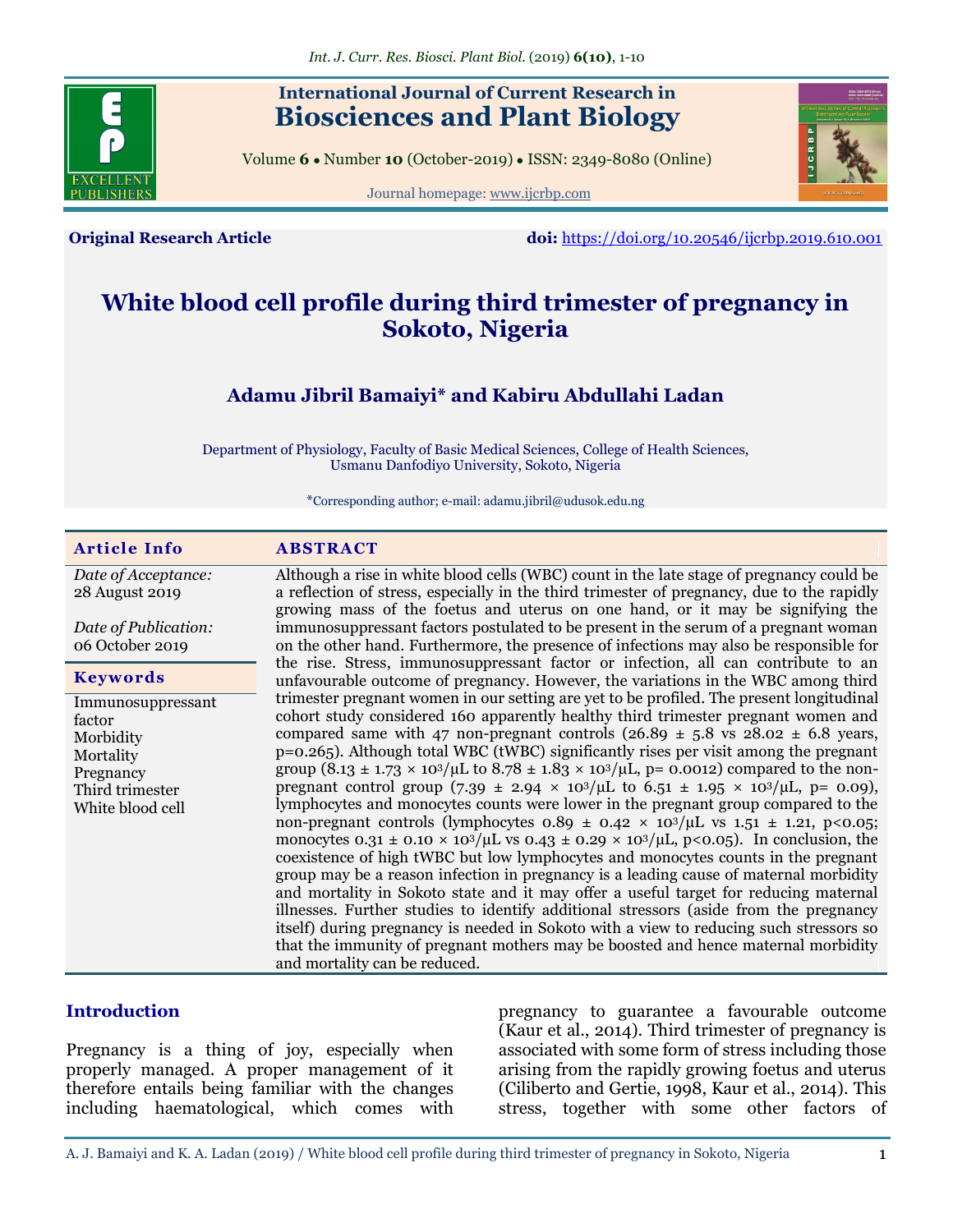International Journal of Current Research in
**Biosciences and Plant Biology**

Volume **6** • Number **10** (October-2019) • ISSN: 2349-8080 (Online)

Journal homepage: www.ijcrbp.com

**Original Research Article** **doi:** https://doi.org/10.20546/ijcrbp.2019.610.001

# White blood cell profile during third trimester of pregnancy in Sokoto, Nigeria

**Adamu Jibril Bamaiyi\* and Kabiru Abdullahi Ladan**

Department of Physiology, Faculty of Basic Medical Sciences, College of Health Sciences, Usmanu Danfodiyo University, Sokoto, Nigeria

\*Corresponding author; e-mail: adamu.jibril@udusok.edu.ng

**Article Info**

*Date of Acceptance:* 28 August 2019

*Date of Publication:* 06 October 2019

**Keywords**

Immunosuppressant factor
Morbidity
Mortality
Pregnancy
Third trimester
White blood cell

## ABSTRACT

Although a rise in white blood cells (WBC) count in the late stage of pregnancy could be a reflection of stress, especially in the third trimester of pregnancy, due to the rapidly growing mass of the foetus and uterus on one hand, or it may be signifying the immunosuppressant factors postulated to be present in the serum of a pregnant woman on the other hand. Furthermore, the presence of infections may also be responsible for the rise. Stress, immunosuppressant factor or infection, all can contribute to an unfavourable outcome of pregnancy. However, the variations in the WBC among third trimester pregnant women in our setting are yet to be profiled. The present longitudinal cohort study considered 160 apparently healthy third trimester pregnant women and compared same with 47 non-pregnant controls (26.89 ± 5.8 vs 28.02 ± 6.8 years, p=0.265). Although total WBC (tWBC) significantly rises per visit among the pregnant group (8.13 ± 1.73 × $10^3$/μL to 8.78 ± 1.83 × $10^3$/μL, p= 0.0012) compared to the non-pregnant control group (7.39 ± 2.94 × $10^3$/μL to 6.51 ± 1.95 × $10^3$/μL, p= 0.09), lymphocytes and monocytes counts were lower in the pregnant group compared to the non-pregnant controls (lymphocytes 0.89 ± 0.42 × $10^3$/μL vs 1.51 ± 1.21, $p<0.05$; monocytes 0.31 ± 0.10 × $10^3$/μL vs 0.43 ± 0.29 × $10^3$/μL, $p<0.05$). In conclusion, the coexistence of high tWBC but low lymphocytes and monocytes counts in the pregnant group may be a reason infection in pregnancy is a leading cause of maternal morbidity and mortality in Sokoto state and it may offer a useful target for reducing maternal illnesses. Further studies to identify additional stressors (aside from the pregnancy itself) during pregnancy is needed in Sokoto with a view to reducing such stressors so that the immunity of pregnant mothers may be boosted and hence maternal morbidity and mortality can be reduced.

## Introduction

Pregnancy is a thing of joy, especially when properly managed. A proper management of it therefore entails being familiar with the changes including haematological, which comes with pregnancy to guarantee a favourable outcome (Kaur et al., 2014). Third trimester of pregnancy is associated with some form of stress including those arising from the rapidly growing foetus and uterus (Ciliberto and Gertie, 1998, Kaur et al., 2014). This stress, together with some other factors of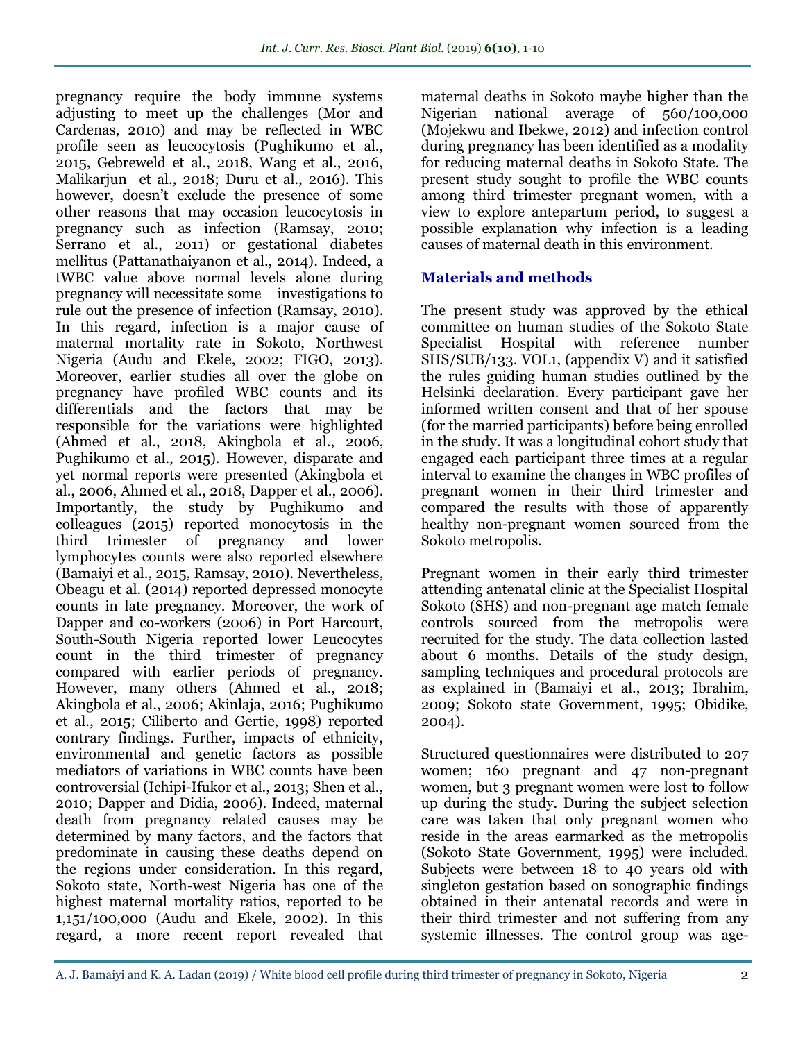pregnancy require the body immune systems adjusting to meet up the challenges (Mor and Cardenas, 2010) and may be reflected in WBC profile seen as leucocytosis (Pughikumo et al., 2015, Gebreweld et al., 2018, Wang et al., 2016, Malikarjun et al., 2018; Duru et al., 2016). This however, doesn't exclude the presence of some other reasons that may occasion leucocytosis in pregnancy such as infection (Ramsay, 2010; Serrano et al., 2011) or gestational diabetes mellitus (Pattanathaiyanon et al., 2014). Indeed, a tWBC value above normal levels alone during pregnancy will necessitate some investigations to rule out the presence of infection (Ramsay, 2010). In this regard, infection is a major cause of maternal mortality rate in Sokoto, Northwest Nigeria (Audu and Ekele, 2002; FIGO, 2013). Moreover, earlier studies all over the globe on pregnancy have profiled WBC counts and its differentials and the factors that may be responsible for the variations were highlighted (Ahmed et al., 2018, Akingbola et al., 2006, Pughikumo et al., 2015). However, disparate and yet normal reports were presented (Akingbola et al., 2006, Ahmed et al., 2018, Dapper et al., 2006). Importantly, the study by Pughikumo and colleagues (2015) reported monocytosis in the third trimester of pregnancy and lower lymphocytes counts were also reported elsewhere (Bamaiyi et al., 2015, Ramsay, 2010). Nevertheless, Obeagu et al. (2014) reported depressed monocyte counts in late pregnancy. Moreover, the work of Dapper and co-workers (2006) in Port Harcourt, South-South Nigeria reported lower Leucocytes count in the third trimester of pregnancy compared with earlier periods of pregnancy. However, many others (Ahmed et al., 2018; Akingbola et al., 2006; Akinlaja, 2016; Pughikumo et al., 2015; Ciliberto and Gertie, 1998) reported contrary findings. Further, impacts of ethnicity, environmental and genetic factors as possible mediators of variations in WBC counts have been controversial (Ichipi-Ifukor et al., 2013; Shen et al., 2010; Dapper and Didia, 2006). Indeed, maternal death from pregnancy related causes may be determined by many factors, and the factors that predominate in causing these deaths depend on the regions under consideration. In this regard, Sokoto state, North-west Nigeria has one of the highest maternal mortality ratios, reported to be 1,151/100,000 (Audu and Ekele, 2002). In this regard, a more recent report revealed that maternal deaths in Sokoto maybe higher than the Nigerian national average of 560/100,000 (Mojekwu and Ibekwe, 2012) and infection control during pregnancy has been identified as a modality for reducing maternal deaths in Sokoto State. The present study sought to profile the WBC counts among third trimester pregnant women, with a view to explore antepartum period, to suggest a possible explanation why infection is a leading causes of maternal death in this environment.

## Materials and methods

The present study was approved by the ethical committee on human studies of the Sokoto State Specialist Hospital with reference number SHS/SUB/133. VOL1, (appendix V) and it satisfied the rules guiding human studies outlined by the Helsinki declaration. Every participant gave her informed written consent and that of her spouse (for the married participants) before being enrolled in the study. It was a longitudinal cohort study that engaged each participant three times at a regular interval to examine the changes in WBC profiles of pregnant women in their third trimester and compared the results with those of apparently healthy non-pregnant women sourced from the Sokoto metropolis.

Pregnant women in their early third trimester attending antenatal clinic at the Specialist Hospital Sokoto (SHS) and non-pregnant age match female controls sourced from the metropolis were recruited for the study. The data collection lasted about 6 months. Details of the study design, sampling techniques and procedural protocols are as explained in (Bamaiyi et al., 2013; Ibrahim, 2009; Sokoto state Government, 1995; Obidike, 2004).

Structured questionnaires were distributed to 207 women; 160 pregnant and 47 non-pregnant women, but 3 pregnant women were lost to follow up during the study. During the subject selection care was taken that only pregnant women who reside in the areas earmarked as the metropolis (Sokoto State Government, 1995) were included. Subjects were between 18 to 40 years old with singleton gestation based on sonographic findings obtained in their antenatal records and were in their third trimester and not suffering from any systemic illnesses. The control group was age-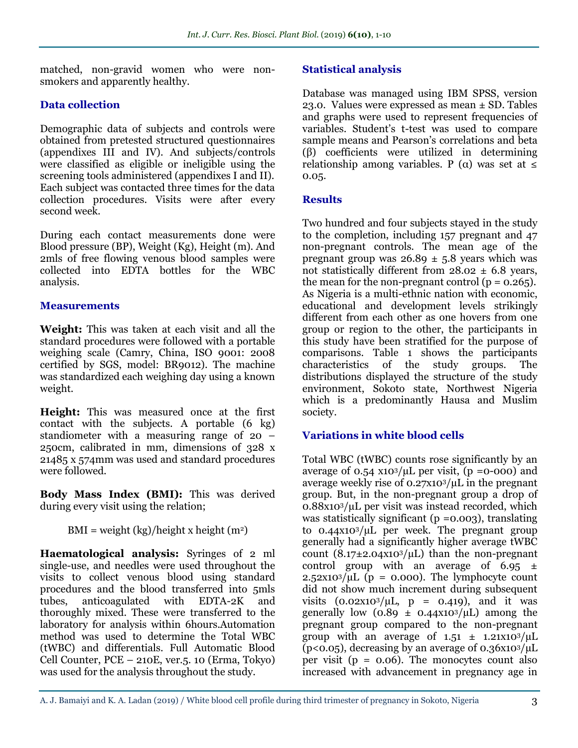matched, non-gravid women who were non-smokers and apparently healthy.

### Data collection

Demographic data of subjects and controls were obtained from pretested structured questionnaires (appendixes III and IV). And subjects/controls were classified as eligible or ineligible using the screening tools administered (appendixes I and II). Each subject was contacted three times for the data collection procedures. Visits were after every second week.

During each contact measurements done were Blood pressure (BP), Weight (Kg), Height (m). And 2mls of free flowing venous blood samples were collected into EDTA bottles for the WBC analysis.

### Measurements

**Weight:** This was taken at each visit and all the standard procedures were followed with a portable weighing scale (Camry, China, ISO 9001: 2008 certified by SGS, model: BR9012). The machine was standardized each weighing day using a known weight.

**Height:** This was measured once at the first contact with the subjects. A portable (6 kg) standiometer with a measuring range of 20 – 250cm, calibrated in mm, dimensions of 328 x 21485 x 574mm was used and standard procedures were followed.

**Body Mass Index (BMI):** This was derived during every visit using the relation;

BMI = weight (kg)/height x height ($m^2$)

**Haematological analysis:** Syringes of 2 ml single-use, and needles were used throughout the visits to collect venous blood using standard procedures and the blood transferred into 5mls tubes, anticoagulated with EDTA-2K and thoroughly mixed. These were transferred to the laboratory for analysis within 6hours.Automation method was used to determine the Total WBC (tWBC) and differentials. Full Automatic Blood Cell Counter, PCE – 210E, ver.5. 10 (Erma, Tokyo) was used for the analysis throughout the study.

### Statistical analysis

Database was managed using IBM SPSS, version 23.0. Values were expressed as mean ± SD. Tables and graphs were used to represent frequencies of variables. Student's t-test was used to compare sample means and Pearson's correlations and beta (β) coefficients were utilized in determining relationship among variables. P (α) was set at ≤ 0.05.

### Results

Two hundred and four subjects stayed in the study to the completion, including 157 pregnant and 47 non-pregnant controls. The mean age of the pregnant group was 26.89 ± 5.8 years which was not statistically different from 28.02 ± 6.8 years, the mean for the non-pregnant control ($p = 0.265$). As Nigeria is a multi-ethnic nation with economic, educational and development levels strikingly different from each other as one hovers from one group or region to the other, the participants in this study have been stratified for the purpose of comparisons. Table 1 shows the participants characteristics of the study groups. The distributions displayed the structure of the study environment, Sokoto state, Northwest Nigeria which is a predominantly Hausa and Muslim society.

### Variations in white blood cells

Total WBC (tWBC) counts rose significantly by an average of 0.54 $x10^3/\mu L$ per visit, (p =0-000) and average weekly rise of $0.27x10^3/\mu L$ in the pregnant group. But, in the non-pregnant group a drop of $0.88x10^3/\mu L$ per visit was instead recorded, which was statistically significant ($p = 0.003$), translating to $0.44x10^3/\mu L$ per week. The pregnant group generally had a significantly higher average tWBC count ($8.17 \pm 2.04x10^3/\mu L$) than the non-pregnant control group with an average of 6.95 ± $2.52x10^3/\mu L$ ($p = 0.000$). The lymphocyte count did not show much increment during subsequent visits ($0.02x10^3/\mu L$, $p = 0.419$), and it was generally low ($0.89 \pm 0.44x10^3/\mu L$) among the pregnant group compared to the non-pregnant group with an average of $1.51 \pm 1.21x10^3/\mu L$ ($p<0.05$), decreasing by an average of $0.36x10^3/\mu L$ per visit ($p = 0.06$). The monocytes count also increased with advancement in pregnancy age in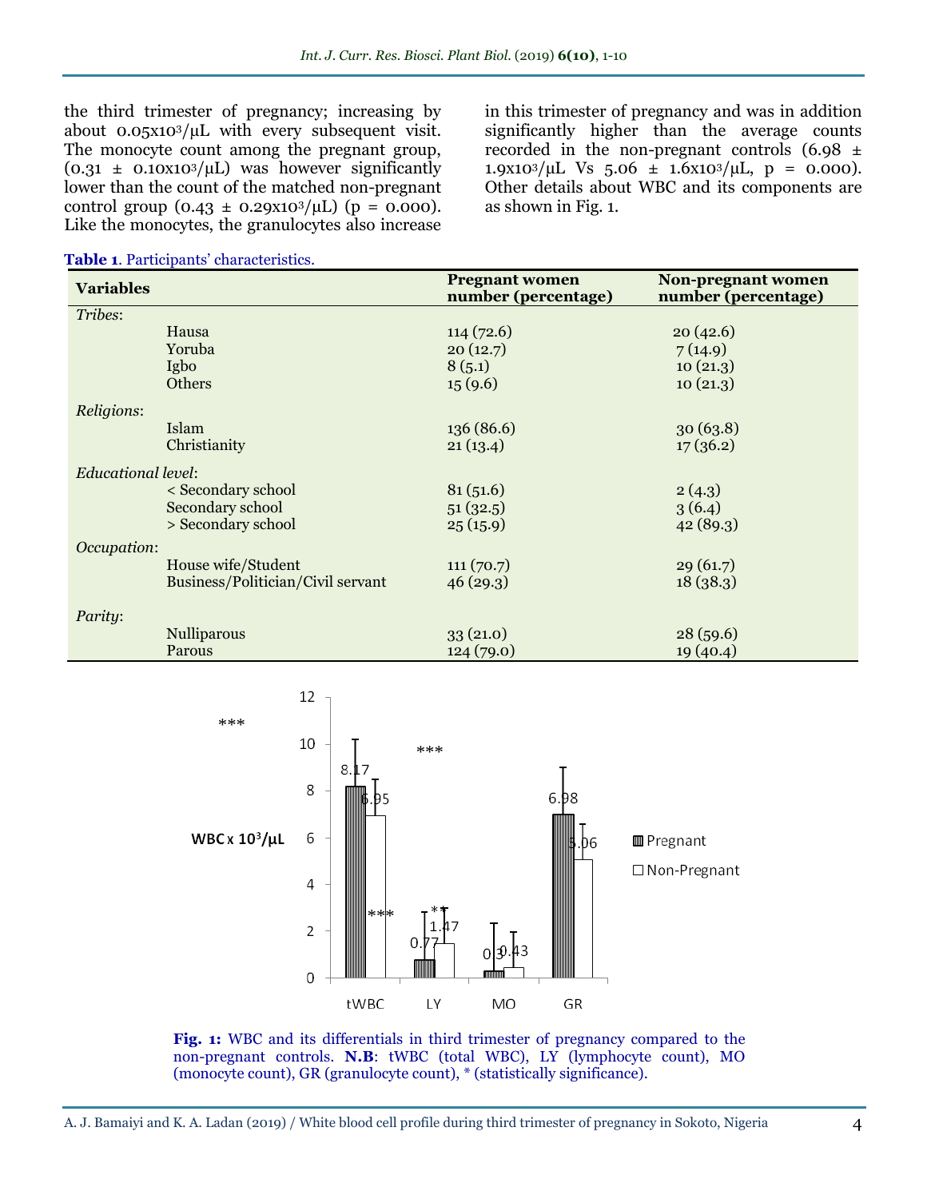the third trimester of pregnancy; increasing by about 0.05x10$^3$/µL with every subsequent visit. The monocyte count among the pregnant group, (0.31 ± 0.10x10$^3$/µL) was however significantly lower than the count of the matched non-pregnant control group (0.43 ± 0.29x10$^3$/µL) (p = 0.000). Like the monocytes, the granulocytes also increase in this trimester of pregnancy and was in addition significantly higher than the average counts recorded in the non-pregnant controls (6.98 ± 1.9x10$^3$/µL Vs 5.06 ± 1.6x10$^3$/µL, p = 0.000). Other details about WBC and its components are as shown in Fig. 1.

**Table 1**. Participants' characteristics.

| Variables | | Pregnant women number (percentage) | Non-pregnant women number (percentage) |
|---|---|---|---|
| *Tribes*: | | | |
| | Hausa | 114 (72.6) | 20 (42.6) |
| | Yoruba | 20 (12.7) | 7 (14.9) |
| | Igbo | 8 (5.1) | 10 (21.3) |
| | Others | 15 (9.6) | 10 (21.3) |
| *Religions*: | | | |
| | Islam | 136 (86.6) | 30 (63.8) |
| | Christianity | 21 (13.4) | 17 (36.2) |
| *Educational level*: | | | |
| | < Secondary school | 81 (51.6) | 2 (4.3) |
| | Secondary school | 51 (32.5) | 3 (6.4) |
| | > Secondary school | 25 (15.9) | 42 (89.3) |
| *Occupation*: | | | |
| | House wife/Student | 111 (70.7) | 29 (61.7) |
| | Business/Politician/Civil servant | 46 (29.3) | 18 (38.3) |
| *Parity*: | | | |
| | Nulliparous | 33 (21.0) | 28 (59.6) |
| | Parous | 124 (79.0) | 19 (40.4) |

WBC x 10$^3$/µL

12
10
8
6
4
2
0

*** 
***
***
**

8.17
6.95
0.77
1.47
0.3
0.43
6.98
5.06

tWBC LY MO GR

Pregnant
Non-Pregnant

**Fig. 1:** WBC and its differentials in third trimester of pregnancy compared to the non-pregnant controls. **N.B**: tWBC (total WBC), LY (lymphocyte count), MO (monocyte count), GR (granulocyte count), * (statistically significance).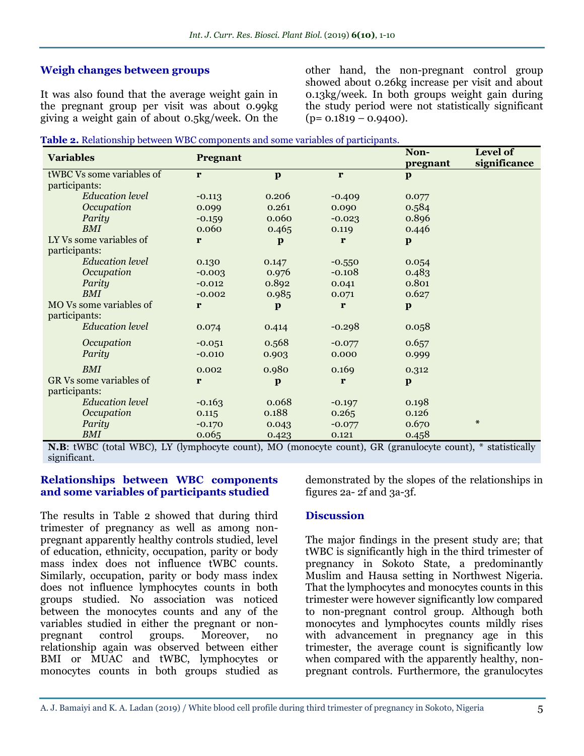## Weigh changes between groups

It was also found that the average weight gain in the pregnant group per visit was about 0.99kg giving a weight gain of about 0.5kg/week. On the other hand, the non-pregnant control group showed about 0.26kg increase per visit and about 0.13kg/week. In both groups weight gain during the study period were not statistically significant (p= 0.1819 – 0.9400).

**Table 2.** Relationship between WBC components and some variables of participants.

| Variables | Pregnant | | Non-pregnant | | Level of significance |
|---|---|---|---|---|---|
| tWBC Vs some variables of participants: | **r** | **p** | **r** | **p** | |
| *Education level* | -0.113 | 0.206 | -0.409 | 0.077 | |
| *Occupation* | 0.099 | 0.261 | 0.090 | 0.584 | |
| *Parity* | -0.159 | 0.060 | -0.023 | 0.896 | |
| *BMI* | 0.060 | 0.465 | 0.119 | 0.446 | |
| LY Vs some variables of participants: | **r** | **p** | **r** | **p** | |
| *Education level* | 0.130 | 0.147 | -0.550 | 0.054 | |
| *Occupation* | -0.003 | 0.976 | -0.108 | 0.483 | |
| *Parity* | -0.012 | 0.892 | 0.041 | 0.801 | |
| *BMI* | -0.002 | 0.985 | 0.071 | 0.627 | |
| MO Vs some variables of participants: | **r** | **p** | **r** | **p** | |
| *Education level* | 0.074 | 0.414 | -0.298 | 0.058 | |
| *Occupation* | -0.051 | 0.568 | -0.077 | 0.657 | |
| *Parity* | -0.010 | 0.903 | 0.000 | 0.999 | |
| *BMI* | 0.002 | 0.980 | 0.169 | 0.312 | |
| GR Vs some variables of participants: | **r** | **p** | **r** | **p** | |
| *Education level* | -0.163 | 0.068 | -0.197 | 0.198 | |
| *Occupation* | 0.115 | 0.188 | 0.265 | 0.126 | |
| *Parity* | -0.170 | 0.043 | -0.077 | 0.670 | * |
| *BMI* | 0.065 | 0.423 | 0.121 | 0.458 | |

**N.B**: tWBC (total WBC), LY (lymphocyte count), MO (monocyte count), GR (granulocyte count), * statistically significant.

## Relationships between WBC components and some variables of participants studied

The results in Table 2 showed that during third trimester of pregnancy as well as among non-pregnant apparently healthy controls studied, level of education, ethnicity, occupation, parity or body mass index does not influence tWBC counts. Similarly, occupation, parity or body mass index does not influence lymphocytes counts in both groups studied. No association was noticed between the monocytes counts and any of the variables studied in either the pregnant or non-pregnant control groups. Moreover, no relationship again was observed between either BMI or MUAC and tWBC, lymphocytes or monocytes counts in both groups studied as demonstrated by the slopes of the relationships in figures 2a- 2f and 3a-3f.

## Discussion

The major findings in the present study are; that tWBC is significantly high in the third trimester of pregnancy in Sokoto State, a predominantly Muslim and Hausa setting in Northwest Nigeria. That the lymphocytes and monocytes counts in this trimester were however significantly low compared to non-pregnant control group. Although both monocytes and lymphocytes counts mildly rises with advancement in pregnancy age in this trimester, the average count is significantly low when compared with the apparently healthy, non-pregnant controls. Furthermore, the granulocytes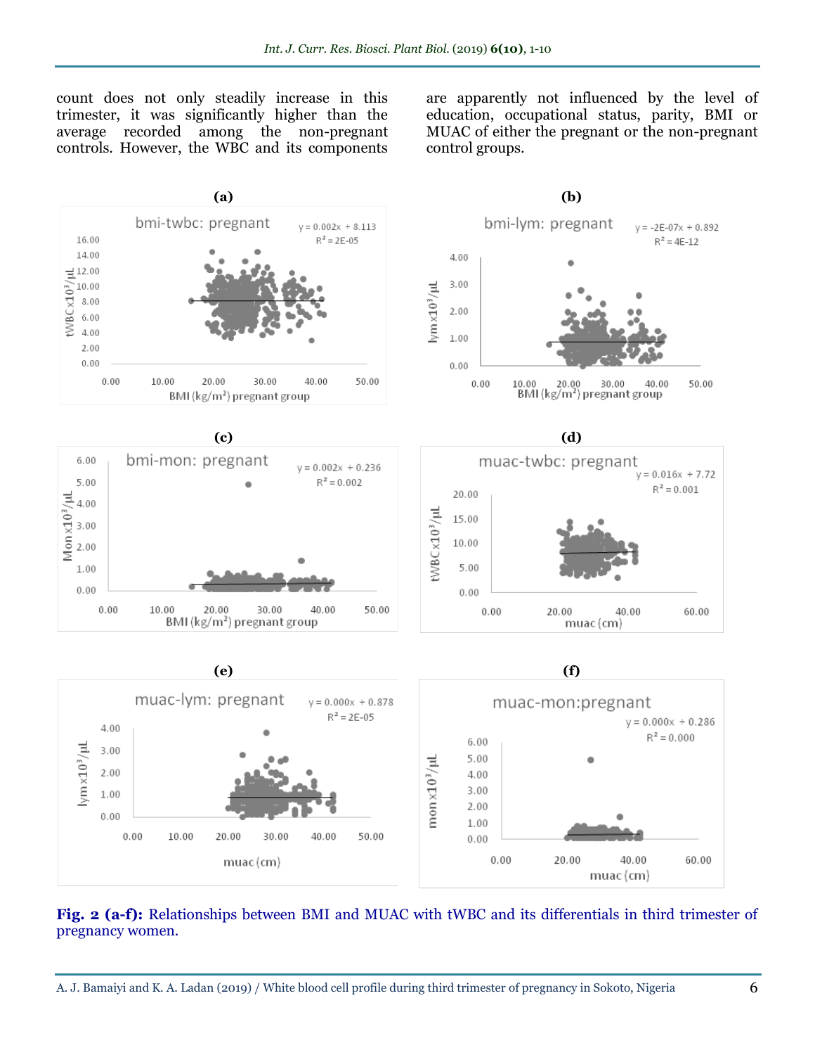count does not only steadily increase in this trimester, it was significantly higher than the average recorded among the non-pregnant controls. However, the WBC and its components are apparently not influenced by the level of education, occupational status, parity, BMI or MUAC of either the pregnant or the non-pregnant control groups.

**(a)**

bmi-twbc: pregnant

y = 0.002x + 8.113
$R^2$ = 2E-05

tWBC x10³/µL

16.00
14.00
12.00
10.00
8.00
6.00
4.00
2.00
0.00

0.00 10.00 20.00 30.00 40.00 50.00

BMI (kg/m²) pregnant group

**(b)**

bmi-lym: pregnant

y = -2E-07x + 0.892
$R^2$ = 4E-12

lym x10³/µL

4.00
3.00
2.00
1.00
0.00

0.00 10.00 20.00 30.00 40.00 50.00

BMI (kg/m²) pregnant group

**(c)**

bmi-mon: pregnant

y = 0.002x + 0.236
$R^2$ = 0.002

Mon x10³/µL

6.00
5.00
4.00
3.00
2.00
1.00
0.00

0.00 10.00 20.00 30.00 40.00 50.00

BMI (kg/m²) pregnant group

**(d)**

muac-twbc: pregnant

y = 0.016x + 7.72
$R^2$ = 0.001

tWBC x10³/µL

20.00
15.00
10.00
5.00
0.00

0.00 20.00 40.00 60.00

muac (cm)

**(e)**

muac-lym: pregnant

y = 0.000x + 0.878
$R^2$ = 2E-05

lym x10³/µL

4.00
3.00
2.00
1.00
0.00

0.00 10.00 20.00 30.00 40.00 50.00

muac (cm)

**(f)**

muac-mon:pregnant

y = 0.000x + 0.286
$R^2$ = 0.000

mon x10³/µL

6.00
5.00
4.00
3.00
2.00
1.00
0.00

0.00 20.00 40.00 60.00

muac (cm)

**Fig. 2 (a-f):** Relationships between BMI and MUAC with tWBC and its differentials in third trimester of pregnancy women.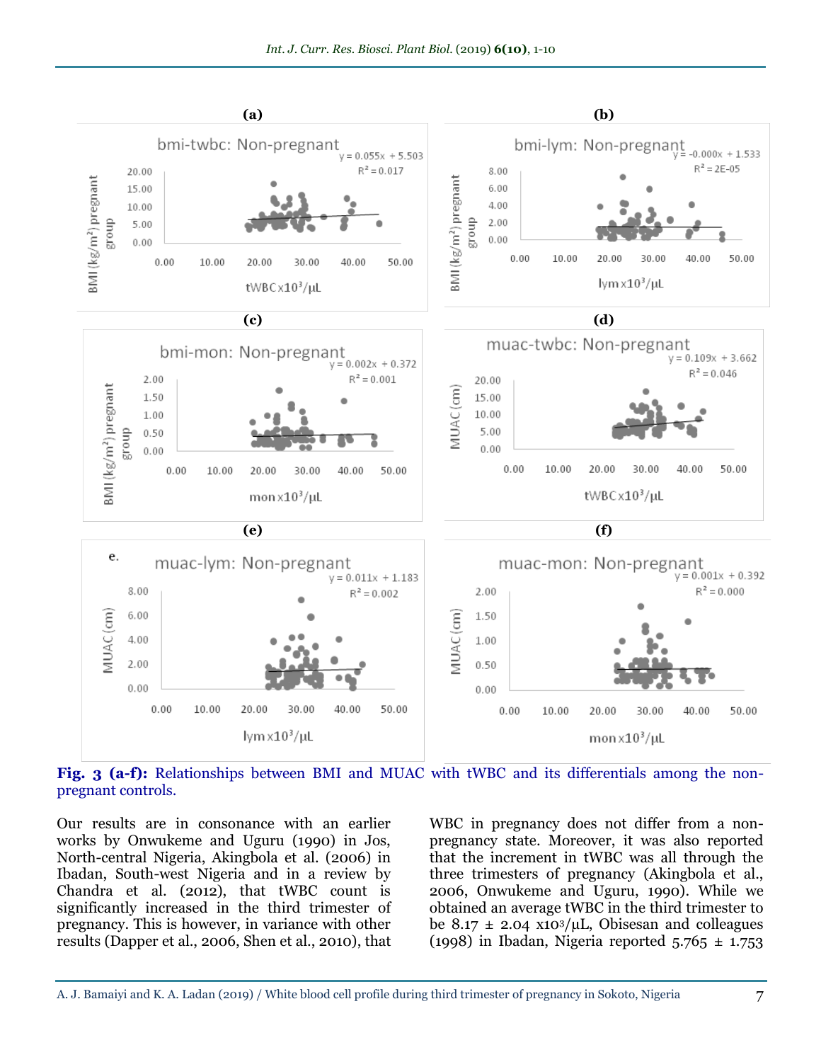**(a)**

bmi-twbc: Non-pregnant

y = 0.055x + 5.503

$R^2$ = 0.017

BMI (kg/m²) pregnant group

20.00
15.00
10.00
5.00
0.00

0.00 10.00 20.00 30.00 40.00 50.00

tWBC x10³/µL

**(b)**

bmi-lym: Non-pregnant

y = -0.000x + 1.533

$R^2$ = 2E-05

BMI (kg/m²) pregnant group

8.00
6.00
4.00
2.00
0.00

0.00 10.00 20.00 30.00 40.00 50.00

lym x10³/µL

**(c)**

bmi-mon: Non-pregnant

y = 0.002x + 0.372

$R^2$ = 0.001

BMI (kg/m²) pregnant group

2.00
1.50
1.00
0.50
0.00

0.00 10.00 20.00 30.00 40.00 50.00

mon x10³/µL

**(d)**

muac-twbc: Non-pregnant

y = 0.109x + 3.662

$R^2$ = 0.046

MUAC (cm)

20.00
15.00
10.00
5.00
0.00

0.00 10.00 20.00 30.00 40.00 50.00

tWBC x10³/µL

**(e)**

e.

muac-lym: Non-pregnant

y = 0.011x + 1.183

$R^2$ = 0.002

MUAC (cm)

8.00
6.00
4.00
2.00
0.00

0.00 10.00 20.00 30.00 40.00 50.00

lym x10³/µL

**(f)**

muac-mon: Non-pregnant

y = 0.001x + 0.392

$R^2$ = 0.000

MUAC (cm)

2.00
1.50
1.00
0.50
0.00

0.00 10.00 20.00 30.00 40.00 50.00

mon x10³/µL

**Fig. 3 (a-f):** Relationships between BMI and MUAC with tWBC and its differentials among the non-pregnant controls.

Our results are in consonance with an earlier works by Onwukeme and Uguru (1990) in Jos, North-central Nigeria, Akingbola et al. (2006) in Ibadan, South-west Nigeria and in a review by Chandra et al. (2012), that tWBC count is significantly increased in the third trimester of pregnancy. This is however, in variance with other results (Dapper et al., 2006, Shen et al., 2010), that WBC in pregnancy does not differ from a non-pregnancy state. Moreover, it was also reported that the increment in tWBC was all through the three trimesters of pregnancy (Akingbola et al., 2006, Onwukeme and Uguru, 1990). While we obtained an average tWBC in the third trimester to be 8.17 ± 2.04 x10³/µL, Obisesan and colleagues (1998) in Ibadan, Nigeria reported 5.765 ± 1.753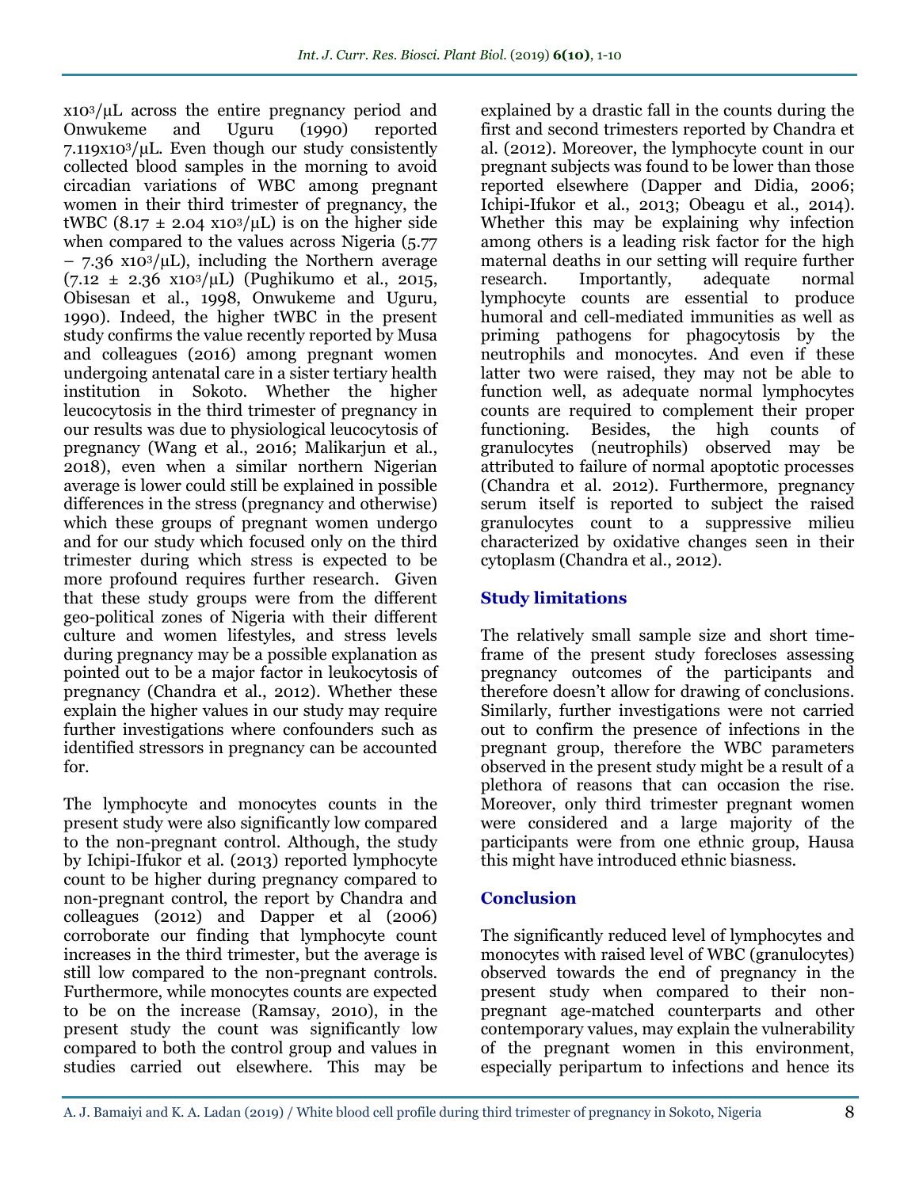$x10^3/\mu L$ across the entire pregnancy period and Onwukeme and Uguru (1990) reported $7.119x10^3/\mu L$. Even though our study consistently collected blood samples in the morning to avoid circadian variations of WBC among pregnant women in their third trimester of pregnancy, the tWBC ($8.17 \pm 2.04$ $x10^3/\mu L$) is on the higher side when compared to the values across Nigeria ($5.77 - 7.36$ $x10^3/\mu L$), including the Northern average ($7.12 \pm 2.36$ $x10^3/\mu L$) (Pughikumo et al., 2015, Obisesan et al., 1998, Onwukeme and Uguru, 1990). Indeed, the higher tWBC in the present study confirms the value recently reported by Musa and colleagues (2016) among pregnant women undergoing antenatal care in a sister tertiary health institution in Sokoto. Whether the higher leucocytosis in the third trimester of pregnancy in our results was due to physiological leucocytosis of pregnancy (Wang et al., 2016; Malikarjun et al., 2018), even when a similar northern Nigerian average is lower could still be explained in possible differences in the stress (pregnancy and otherwise) which these groups of pregnant women undergo and for our study which focused only on the third trimester during which stress is expected to be more profound requires further research. Given that these study groups were from the different geo-political zones of Nigeria with their different culture and women lifestyles, and stress levels during pregnancy may be a possible explanation as pointed out to be a major factor in leukocytosis of pregnancy (Chandra et al., 2012). Whether these explain the higher values in our study may require further investigations where confounders such as identified stressors in pregnancy can be accounted for.

The lymphocyte and monocytes counts in the present study were also significantly low compared to the non-pregnant control. Although, the study by Ichipi-Ifukor et al. (2013) reported lymphocyte count to be higher during pregnancy compared to non-pregnant control, the report by Chandra and colleagues (2012) and Dapper et al (2006) corroborate our finding that lymphocyte count increases in the third trimester, but the average is still low compared to the non-pregnant controls. Furthermore, while monocytes counts are expected to be on the increase (Ramsay, 2010), in the present study the count was significantly low compared to both the control group and values in studies carried out elsewhere. This may be explained by a drastic fall in the counts during the first and second trimesters reported by Chandra et al. (2012). Moreover, the lymphocyte count in our pregnant subjects was found to be lower than those reported elsewhere (Dapper and Didia, 2006; Ichipi-Ifukor et al., 2013; Obeagu et al., 2014). Whether this may be explaining why infection among others is a leading risk factor for the high maternal deaths in our setting will require further research. Importantly, adequate normal lymphocyte counts are essential to produce humoral and cell-mediated immunities as well as priming pathogens for phagocytosis by the neutrophils and monocytes. And even if these latter two were raised, they may not be able to function well, as adequate normal lymphocytes counts are required to complement their proper functioning. Besides, the high counts of granulocytes (neutrophils) observed may be attributed to failure of normal apoptotic processes (Chandra et al. 2012). Furthermore, pregnancy serum itself is reported to subject the raised granulocytes count to a suppressive milieu characterized by oxidative changes seen in their cytoplasm (Chandra et al., 2012).

## Study limitations

The relatively small sample size and short time-frame of the present study forecloses assessing pregnancy outcomes of the participants and therefore doesn't allow for drawing of conclusions. Similarly, further investigations were not carried out to confirm the presence of infections in the pregnant group, therefore the WBC parameters observed in the present study might be a result of a plethora of reasons that can occasion the rise. Moreover, only third trimester pregnant women were considered and a large majority of the participants were from one ethnic group, Hausa this might have introduced ethnic biasness.

## Conclusion

The significantly reduced level of lymphocytes and monocytes with raised level of WBC (granulocytes) observed towards the end of pregnancy in the present study when compared to their non-pregnant age-matched counterparts and other contemporary values, may explain the vulnerability of the pregnant women in this environment, especially peripartum to infections and hence its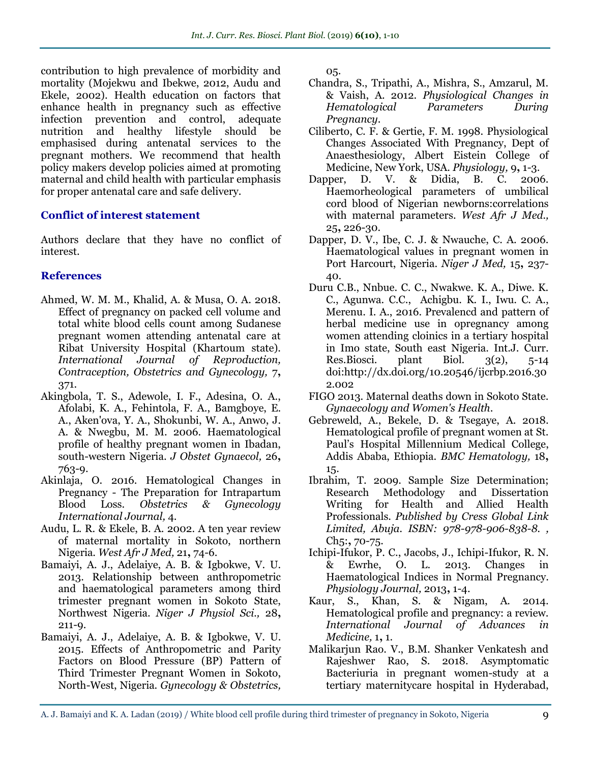contribution to high prevalence of morbidity and mortality (Mojekwu and Ibekwe, 2012, Audu and Ekele, 2002). Health education on factors that enhance health in pregnancy such as effective infection prevention and control, adequate nutrition and healthy lifestyle should be emphasised during antenatal services to the pregnant mothers. We recommend that health policy makers develop policies aimed at promoting maternal and child health with particular emphasis for proper antenatal care and safe delivery.

## Conflict of interest statement

Authors declare that they have no conflict of interest.

## References

Ahmed, W. M. M., Khalid, A. & Musa, O. A. 2018. Effect of pregnancy on packed cell volume and total white blood cells count among Sudanese pregnant women attending antenatal care at Ribat University Hospital (Khartoum state). *International Journal of Reproduction, Contraception, Obstetrics and Gynecology,* 7**,** 371.

Akingbola, T. S., Adewole, I. F., Adesina, O. A., Afolabi, K. A., Fehintola, F. A., Bamgboye, E. A., Aken'ova, Y. A., Shokunbi, W. A., Anwo, J. A. & Nwegbu, M. M. 2006. Haematological profile of healthy pregnant women in Ibadan, south-western Nigeria. *J Obstet Gynaecol,* 26**,** 763-9.

Akinlaja, O. 2016. Hematological Changes in Pregnancy - The Preparation for Intrapartum Blood Loss. *Obstetrics & Gynecology International Journal,* 4.

Audu, L. R. & Ekele, B. A. 2002. A ten year review of maternal mortality in Sokoto, northern Nigeria. *West Afr J Med,* 21**,** 74-6.

Bamaiyi, A. J., Adelaiye, A. B. & Igbokwe, V. U. 2013. Relationship between anthropometric and haematological parameters among third trimester pregnant women in Sokoto State, Northwest Nigeria. *Niger J Physiol Sci.,* 28**,** 211-9.

Bamaiyi, A. J., Adelaiye, A. B. & Igbokwe, V. U. 2015. Effects of Anthropometric and Parity Factors on Blood Pressure (BP) Pattern of Third Trimester Pregnant Women in Sokoto, North-West, Nigeria. *Gynecology & Obstetrics,* 05.

Chandra, S., Tripathi, A., Mishra, S., Amzarul, M. & Vaish, A. 2012. *Physiological Changes in Hematological Parameters During Pregnancy.*

Ciliberto, C. F. & Gertie, F. M. 1998. Physiological Changes Associated With Pregnancy, Dept of Anaesthesiology, Albert Eistein College of Medicine, New York, USA. *Physiology,* 9**,** 1-3.

Dapper, D. V. & Didia, B. C. 2006. Haemorheological parameters of umbilical cord blood of Nigerian newborns:correlations with maternal parameters. *West Afr J Med.,* 25**,** 226-30.

Dapper, D. V., Ibe, C. J. & Nwauche, C. A. 2006. Haematological values in pregnant women in Port Harcourt, Nigeria. *Niger J Med,* 15**,** 237-40.

Duru C.B., Nnbue. C. C., Nwakwe. K. A., Diwe. K. C., Agunwa. C.C., Achigbu. K. I., Iwu. C. A., Merenu. I. A., 2016. Prevalencd and pattern of herbal medicine use in opregnancy among women attending cloinics in a tertiary hospital in Imo state, South east Nigeria. Int.J. Curr. Res.Biosci. plant Biol. 3(2), 5-14 doi:http://dx.doi.org/10.20546/ijcrbp.2016.302.002

FIGO 2013. Maternal deaths down in Sokoto State. *Gynaecology and Women's Health.*

Gebreweld, A., Bekele, D. & Tsegaye, A. 2018. Hematological profile of pregnant women at St. Paul's Hospital Millennium Medical College, Addis Ababa, Ethiopia. *BMC Hematology,* 18**,** 15.

Ibrahim, T. 2009. Sample Size Determination; Research Methodology and Dissertation Writing for Health and Allied Health Professionals. *Published by Cress Global Link Limited, Abuja. ISBN: 978-978-906-838-8. ,* Ch5:**,** 70-75.

Ichipi-Ifukor, P. C., Jacobs, J., Ichipi-Ifukor, R. N. & Ewrhe, O. L. 2013. Changes in Haematological Indices in Normal Pregnancy. *Physiology Journal,* 2013**,** 1-4.

Kaur, S., Khan, S. & Nigam, A. 2014. Hematological profile and pregnancy: a review. *International Journal of Advances in Medicine,* 1**,** 1.

Malikarjun Rao. V., B.M. Shanker Venkatesh and Rajeshwer Rao, S. 2018. Asymptomatic Bacteriuria in pregnant women-study at a tertiary maternitycare hospital in Hyderabad,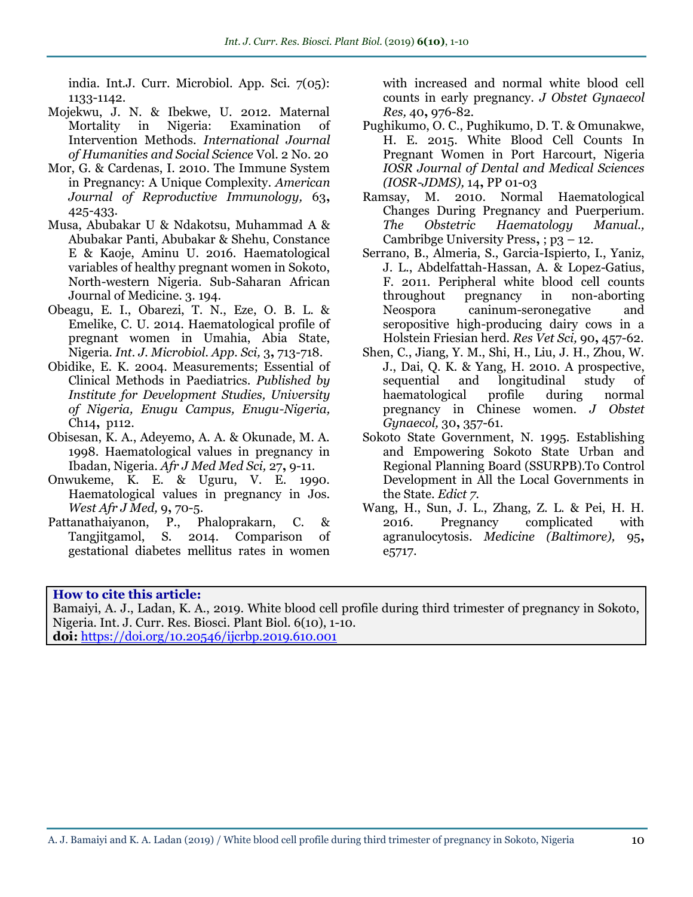india. Int.J. Curr. Microbiol. App. Sci. 7(05): 1133-1142.

Mojekwu, J. N. & Ibekwe, U. 2012. Maternal Mortality in Nigeria: Examination of Intervention Methods. *International Journal of Humanities and Social Science* Vol. 2 No. 20

Mor, G. & Cardenas, I. 2010. The Immune System in Pregnancy: A Unique Complexity. *American Journal of Reproductive Immunology,* 63**,** 425-433.

Musa, Abubakar U & Ndakotsu, Muhammad A & Abubakar Panti, Abubakar & Shehu, Constance E & Kaoje, Aminu U. 2016. Haematological variables of healthy pregnant women in Sokoto, North-western Nigeria. Sub-Saharan African Journal of Medicine. 3. 194.

Obeagu, E. I., Obarezi, T. N., Eze, O. B. L. & Emelike, C. U. 2014. Haematological profile of pregnant women in Umahia, Abia State, Nigeria. *Int. J. Microbiol. App. Sci,* 3**,** 713-718.

Obidike, E. K. 2004. Measurements; Essential of Clinical Methods in Paediatrics. *Published by Institute for Development Studies, University of Nigeria, Enugu Campus, Enugu-Nigeria,* Ch14**,** p112.

Obisesan, K. A., Adeyemo, A. A. & Okunade, M. A. 1998. Haematological values in pregnancy in Ibadan, Nigeria. *Afr J Med Med Sci,* 27**,** 9-11.

Onwukeme, K. E. & Uguru, V. E. 1990. Haematological values in pregnancy in Jos. *West Afr J Med,* 9**,** 70-5.

Pattanathaiyanon, P., Phaloprakarn, C. & Tangjitgamol, S. 2014. Comparison of gestational diabetes mellitus rates in women with increased and normal white blood cell counts in early pregnancy. *J Obstet Gynaecol Res,* 40**,** 976-82.

Pughikumo, O. C., Pughikumo, D. T. & Omunakwe, H. E. 2015. White Blood Cell Counts In Pregnant Women in Port Harcourt, Nigeria *IOSR Journal of Dental and Medical Sciences (IOSR-JDMS),* 14**,** PP 01-03

Ramsay, M. 2010. Normal Haematological Changes During Pregnancy and Puerperium. *The Obstetric Haematology Manual.,* Cambribge University Press**,** ; p3 – 12.

Serrano, B., Almeria, S., Garcia-Ispierto, I., Yaniz, J. L., Abdelfattah-Hassan, A. & Lopez-Gatius, F. 2011. Peripheral white blood cell counts throughout pregnancy in non-aborting Neospora caninum-seronegative and seropositive high-producing dairy cows in a Holstein Friesian herd. *Res Vet Sci,* 90**,** 457-62.

Shen, C., Jiang, Y. M., Shi, H., Liu, J. H., Zhou, W. J., Dai, Q. K. & Yang, H. 2010. A prospective, sequential and longitudinal study of haematological profile during normal pregnancy in Chinese women. *J Obstet Gynaecol,* 30**,** 357-61.

Sokoto State Government, N. 1995. Establishing and Empowering Sokoto State Urban and Regional Planning Board (SSURPB).To Control Development in All the Local Governments in the State. *Edict 7.*

Wang, H., Sun, J. L., Zhang, Z. L. & Pei, H. H. 2016. Pregnancy complicated with agranulocytosis. *Medicine (Baltimore),* 95**,** e5717.

**How to cite this article:**
Bamaiyi, A. J., Ladan, K. A., 2019. White blood cell profile during third trimester of pregnancy in Sokoto, Nigeria. Int. J. Curr. Res. Biosci. Plant Biol. 6(10), 1-10.
**doi:** https://doi.org/10.20546/ijcrbp.2019.610.001